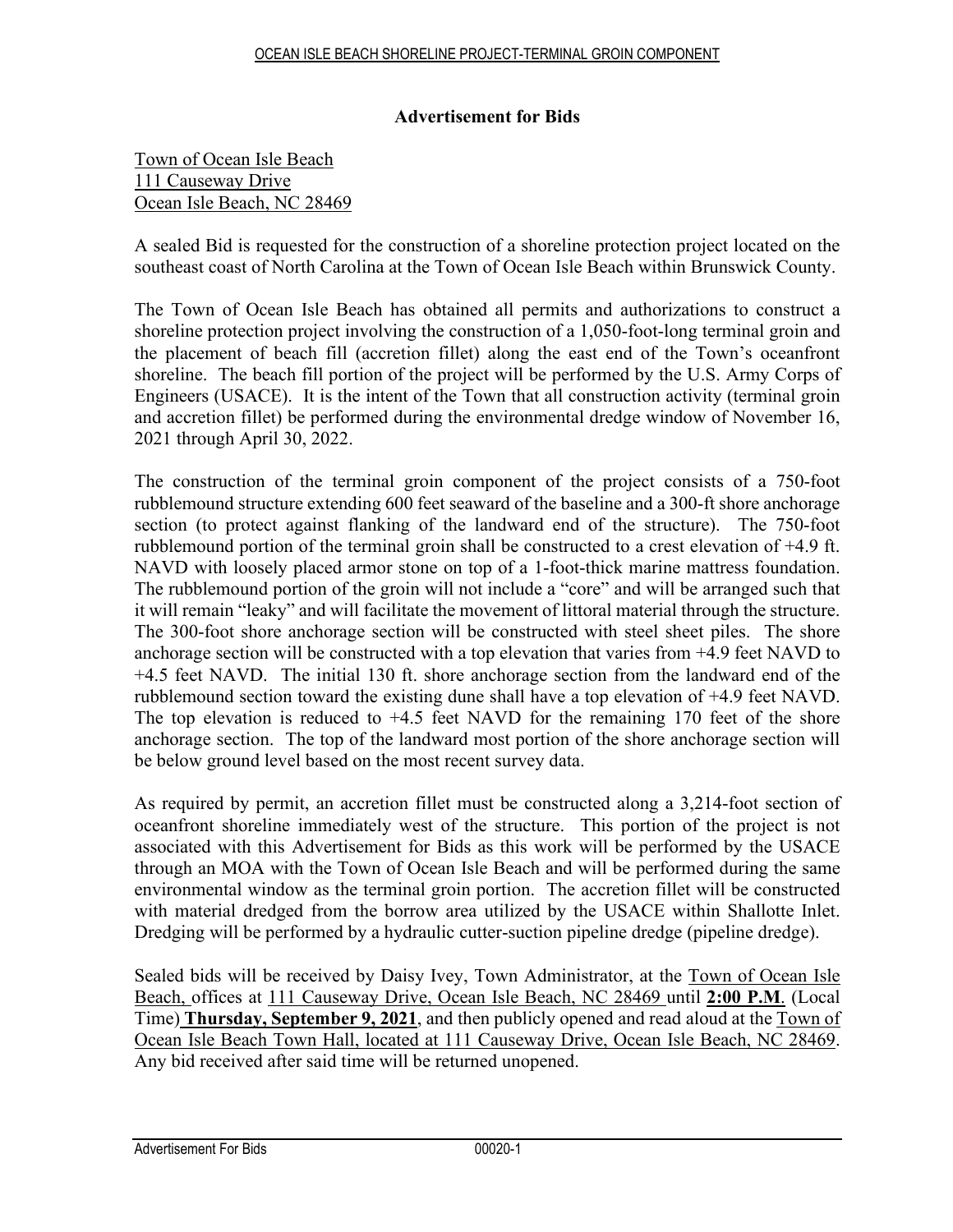## Advertisement for Bids

Town of Ocean Isle Beach
111 Causeway Drive
Ocean Isle Beach, NC 28469

A sealed Bid is requested for the construction of a shoreline protection project located on the southeast coast of North Carolina at the Town of Ocean Isle Beach within Brunswick County.

The Town of Ocean Isle Beach has obtained all permits and authorizations to construct a shoreline protection project involving the construction of a 1,050-foot-long terminal groin and the placement of beach fill (accretion fillet) along the east end of the Town's oceanfront shoreline. The beach fill portion of the project will be performed by the U.S. Army Corps of Engineers (USACE). It is the intent of the Town that all construction activity (terminal groin and accretion fillet) be performed during the environmental dredge window of November 16, 2021 through April 30, 2022.

The construction of the terminal groin component of the project consists of a 750-foot rubblemound structure extending 600 feet seaward of the baseline and a 300-ft shore anchorage section (to protect against flanking of the landward end of the structure). The 750-foot rubblemound portion of the terminal groin shall be constructed to a crest elevation of +4.9 ft. NAVD with loosely placed armor stone on top of a 1-foot-thick marine mattress foundation. The rubblemound portion of the groin will not include a "core" and will be arranged such that it will remain "leaky" and will facilitate the movement of littoral material through the structure. The 300-foot shore anchorage section will be constructed with steel sheet piles. The shore anchorage section will be constructed with a top elevation that varies from +4.9 feet NAVD to +4.5 feet NAVD. The initial 130 ft. shore anchorage section from the landward end of the rubblemound section toward the existing dune shall have a top elevation of +4.9 feet NAVD. The top elevation is reduced to +4.5 feet NAVD for the remaining 170 feet of the shore anchorage section. The top of the landward most portion of the shore anchorage section will be below ground level based on the most recent survey data.

As required by permit, an accretion fillet must be constructed along a 3,214-foot section of oceanfront shoreline immediately west of the structure. This portion of the project is not associated with this Advertisement for Bids as this work will be performed by the USACE through an MOA with the Town of Ocean Isle Beach and will be performed during the same environmental window as the terminal groin portion. The accretion fillet will be constructed with material dredged from the borrow area utilized by the USACE within Shallotte Inlet. Dredging will be performed by a hydraulic cutter-suction pipeline dredge (pipeline dredge).

Sealed bids will be received by Daisy Ivey, Town Administrator, at the Town of Ocean Isle Beach, offices at 111 Causeway Drive, Ocean Isle Beach, NC 28469 until **2:00 P.M.** (Local Time) **Thursday, September 9, 2021**, and then publicly opened and read aloud at the Town of Ocean Isle Beach Town Hall, located at 111 Causeway Drive, Ocean Isle Beach, NC 28469. Any bid received after said time will be returned unopened.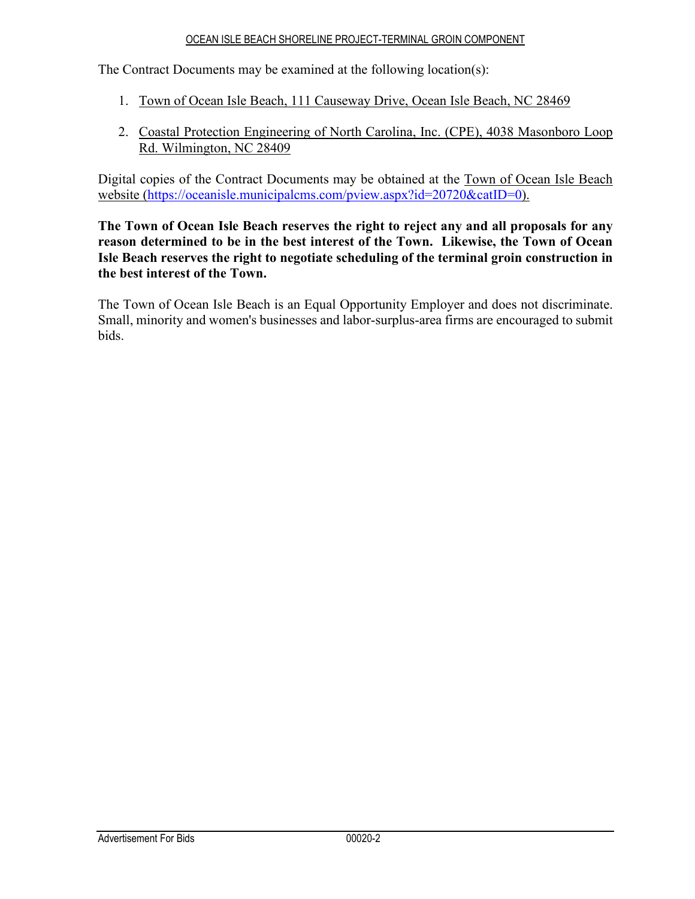The Contract Documents may be examined at the following location(s):

1. Town of Ocean Isle Beach, 111 Causeway Drive, Ocean Isle Beach, NC 28469

2. Coastal Protection Engineering of North Carolina, Inc. (CPE), 4038 Masonboro Loop Rd. Wilmington, NC 28409

Digital copies of the Contract Documents may be obtained at the Town of Ocean Isle Beach website (https://oceanisle.municipalcms.com/pview.aspx?id=20720&catID=0).

**The Town of Ocean Isle Beach reserves the right to reject any and all proposals for any reason determined to be in the best interest of the Town. Likewise, the Town of Ocean Isle Beach reserves the right to negotiate scheduling of the terminal groin construction in the best interest of the Town.**

The Town of Ocean Isle Beach is an Equal Opportunity Employer and does not discriminate. Small, minority and women's businesses and labor-surplus-area firms are encouraged to submit bids.